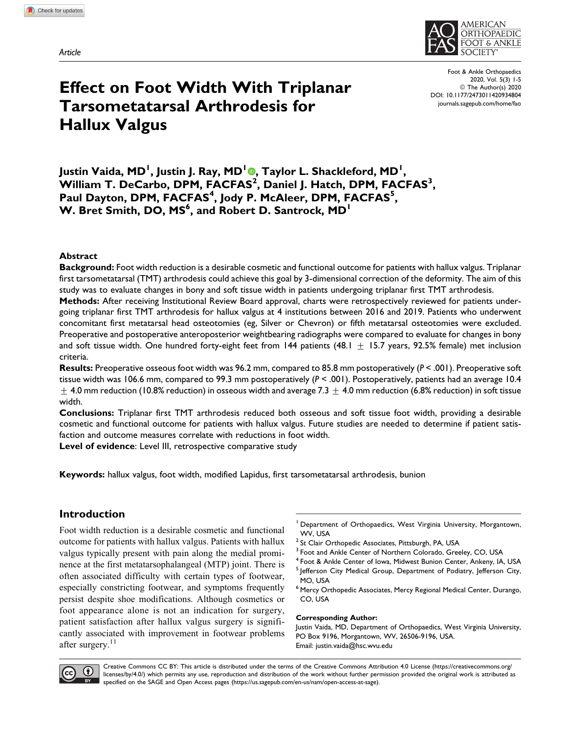*Article*

# Effect on Foot Width With Triplanar Tarsometatarsal Arthrodesis for Hallux Valgus

**Justin Vaida, MD[1], Justin J. Ray, MD[1], Taylor L. Shackleford, MD[1], William T. DeCarbo, DPM, FACFAS[2], Daniel J. Hatch, DPM, FACFAS[3], Paul Dayton, DPM, FACFAS[4], Jody P. McAleer, DPM, FACFAS[5], W. Bret Smith, DO, MS[6], and Robert D. Santrock, MD[1]**

## Abstract

**Background:** Foot width reduction is a desirable cosmetic and functional outcome for patients with hallux valgus. Triplanar first tarsometatarsal (TMT) arthrodesis could achieve this goal by 3-dimensional correction of the deformity. The aim of this study was to evaluate changes in bony and soft tissue width in patients undergoing triplanar first TMT arthrodesis.

**Methods:** After receiving Institutional Review Board approval, charts were retrospectively reviewed for patients undergoing triplanar first TMT arthrodesis for hallux valgus at 4 institutions between 2016 and 2019. Patients who underwent concomitant first metatarsal head osteotomies (eg, Silver or Chevron) or fifth metatarsal osteotomies were excluded. Preoperative and postoperative anteroposterior weightbearing radiographs were compared to evaluate for changes in bony and soft tissue width. One hundred forty-eight feet from 144 patients (48.1 $\pm$ 15.7 years, 92.5% female) met inclusion criteria.

**Results:** Preoperative osseous foot width was 96.2 mm, compared to 85.8 mm postoperatively ($P < .001$). Preoperative soft tissue width was 106.6 mm, compared to 99.3 mm postoperatively ($P < .001$). Postoperatively, patients had an average 10.4 $\pm$ 4.0 mm reduction (10.8% reduction) in osseous width and average 7.3 $\pm$ 4.0 mm reduction (6.8% reduction) in soft tissue width.

**Conclusions:** Triplanar first TMT arthrodesis reduced both osseous and soft tissue foot width, providing a desirable cosmetic and functional outcome for patients with hallux valgus. Future studies are needed to determine if patient satisfaction and outcome measures correlate with reductions in foot width.

**Level of evidence**: Level III, retrospective comparative study

**Keywords:** hallux valgus, foot width, modified Lapidus, first tarsometatarsal arthrodesis, bunion

## Introduction

Foot width reduction is a desirable cosmetic and functional outcome for patients with hallux valgus. Patients with hallux valgus typically present with pain along the medial prominence at the first metatarsophalangeal (MTP) joint. There is often associated difficulty with certain types of footwear, especially constricting footwear, and symptoms frequently persist despite shoe modifications. Although cosmetics or foot appearance alone is not an indication for surgery, patient satisfaction after hallux valgus surgery is significantly associated with improvement in footwear problems after surgery.[11]

[1] Department of Orthopaedics, West Virginia University, Morgantown, WV, USA
[2] St Clair Orthopedic Associates, Pittsburgh, PA, USA
[3] Foot and Ankle Center of Northern Colorado, Greeley, CO, USA
[4] Foot & Ankle Center of Iowa, Midwest Bunion Center, Ankeny, IA, USA
[5] Jefferson City Medical Group, Department of Podiatry, Jefferson City, MO, USA
[6] Mercy Orthopedic Associates, Mercy Regional Medical Center, Durango, CO, USA

**Corresponding Author:**
Justin Vaida, MD, Department of Orthopaedics, West Virginia University, PO Box 9196, Morgantown, WV, 26506-9196, USA.
Email: justin.vaida@hsc.wvu.edu

Creative Commons CC BY: This article is distributed under the terms of the Creative Commons Attribution 4.0 License (https://creativecommons.org/licenses/by/4.0/) which permits any use, reproduction and distribution of the work without further permission provided the original work is attributed as specified on the SAGE and Open Access pages (https://us.sagepub.com/en-us/nam/open-access-at-sage).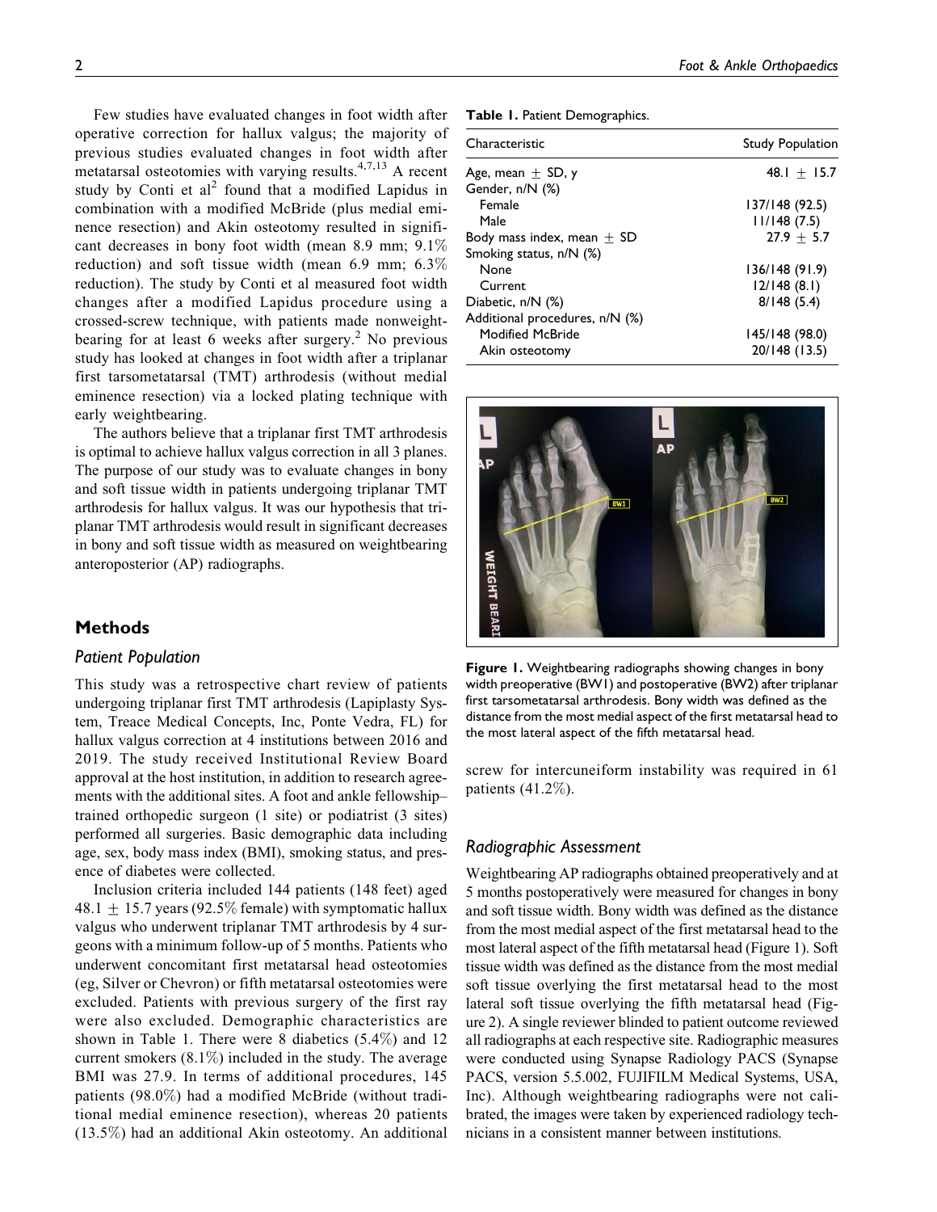Few studies have evaluated changes in foot width after operative correction for hallux valgus; the majority of previous studies evaluated changes in foot width after metatarsal osteotomies with varying results.[4,7,13] A recent study by Conti et al[2] found that a modified Lapidus in combination with a modified McBride (plus medial eminence resection) and Akin osteotomy resulted in significant decreases in bony foot width (mean 8.9 mm; 9.1% reduction) and soft tissue width (mean 6.9 mm; 6.3% reduction). The study by Conti et al measured foot width changes after a modified Lapidus procedure using a crossed-screw technique, with patients made nonweightbearing for at least 6 weeks after surgery.[2] No previous study has looked at changes in foot width after a triplanar first tarsometatarsal (TMT) arthrodesis (without medial eminence resection) via a locked plating technique with early weightbearing.

The authors believe that a triplanar first TMT arthrodesis is optimal to achieve hallux valgus correction in all 3 planes. The purpose of our study was to evaluate changes in bony and soft tissue width in patients undergoing triplanar TMT arthrodesis for hallux valgus. It was our hypothesis that triplanar TMT arthrodesis would result in significant decreases in bony and soft tissue width as measured on weightbearing anteroposterior (AP) radiographs.

## Methods

### Patient Population

This study was a retrospective chart review of patients undergoing triplanar first TMT arthrodesis (Lapiplasty System, Treace Medical Concepts, Inc, Ponte Vedra, FL) for hallux valgus correction at 4 institutions between 2016 and 2019. The study received Institutional Review Board approval at the host institution, in addition to research agreements with the additional sites. A foot and ankle fellowship–trained orthopedic surgeon (1 site) or podiatrist (3 sites) performed all surgeries. Basic demographic data including age, sex, body mass index (BMI), smoking status, and presence of diabetes were collected.

Inclusion criteria included 144 patients (148 feet) aged 48.1 ± 15.7 years (92.5% female) with symptomatic hallux valgus who underwent triplanar TMT arthrodesis by 4 surgeons with a minimum follow-up of 5 months. Patients who underwent concomitant first metatarsal head osteotomies (eg, Silver or Chevron) or fifth metatarsal osteotomies were excluded. Patients with previous surgery of the first ray were also excluded. Demographic characteristics are shown in Table 1. There were 8 diabetics (5.4%) and 12 current smokers (8.1%) included in the study. The average BMI was 27.9. In terms of additional procedures, 145 patients (98.0%) had a modified McBride (without traditional medial eminence resection), whereas 20 patients (13.5%) had an additional Akin osteotomy. An additional screw for intercuneiform instability was required in 61 patients (41.2%).

**Table 1.** Patient Demographics.

| Characteristic | Study Population |
|---|---|
| Age, mean ± SD, y | 48.1 ± 15.7 |
| Gender, n/N (%) | |
| Female | 137/148 (92.5) |
| Male | 11/148 (7.5) |
| Body mass index, mean ± SD | 27.9 ± 5.7 |
| Smoking status, n/N (%) | |
| None | 136/148 (91.9) |
| Current | 12/148 (8.1) |
| Diabetic, n/N (%) | 8/148 (5.4) |
| Additional procedures, n/N (%) | |
| Modified McBride | 145/148 (98.0) |
| Akin osteotomy | 20/148 (13.5) |

**Figure 1.** Weightbearing radiographs showing changes in bony width preoperative (BW1) and postoperative (BW2) after triplanar first tarsometatarsal arthrodesis. Bony width was defined as the distance from the most medial aspect of the first metatarsal head to the most lateral aspect of the fifth metatarsal head.

### Radiographic Assessment

Weightbearing AP radiographs obtained preoperatively and at 5 months postoperatively were measured for changes in bony and soft tissue width. Bony width was defined as the distance from the most medial aspect of the first metatarsal head to the most lateral aspect of the fifth metatarsal head (Figure 1). Soft tissue width was defined as the distance from the most medial soft tissue overlying the first metatarsal head to the most lateral soft tissue overlying the fifth metatarsal head (Figure 2). A single reviewer blinded to patient outcome reviewed all radiographs at each respective site. Radiographic measures were conducted using Synapse Radiology PACS (Synapse PACS, version 5.5.002, FUJIFILM Medical Systems, USA, Inc). Although weightbearing radiographs were not calibrated, the images were taken by experienced radiology technicians in a consistent manner between institutions.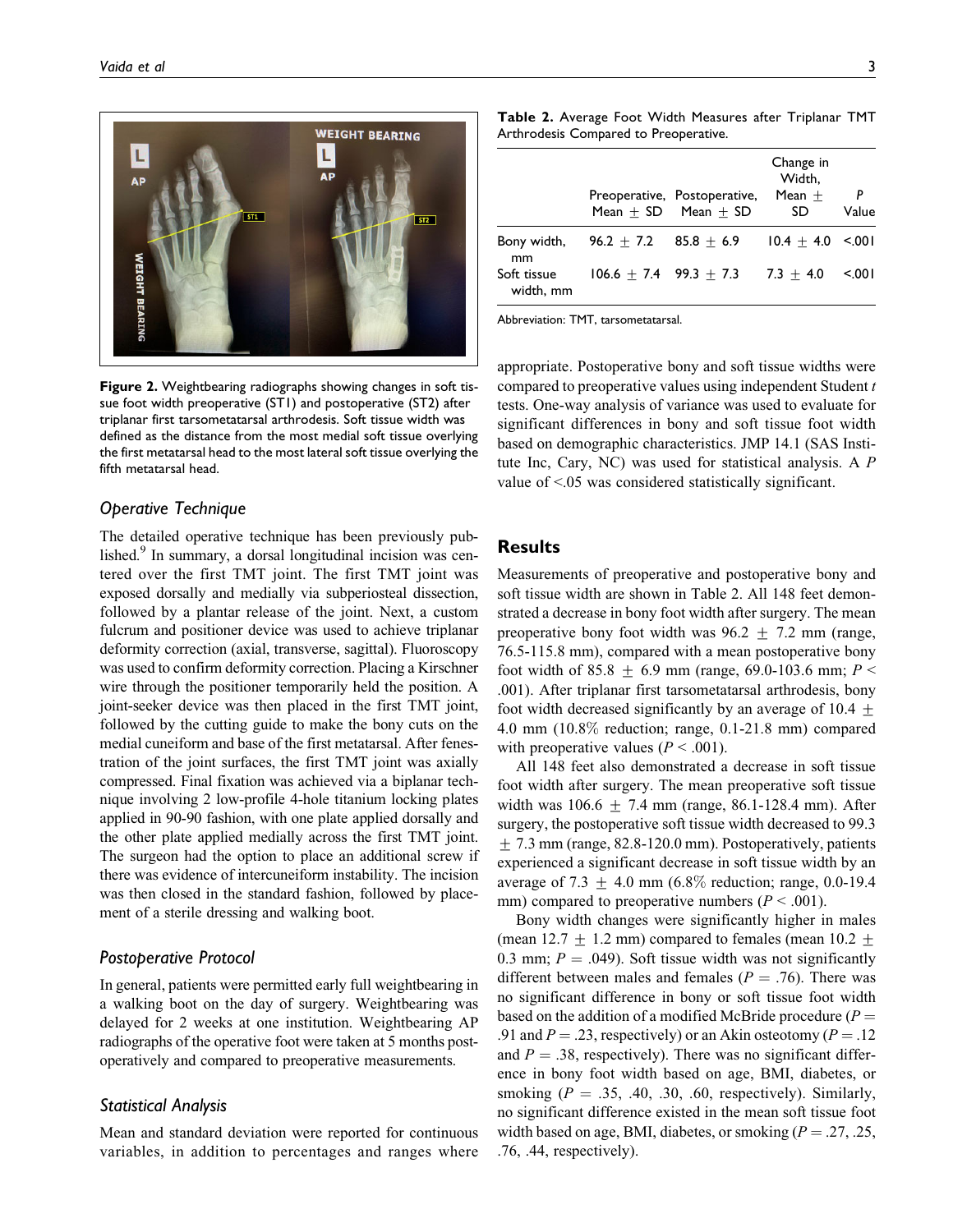Figure 2. Weightbearing radiographs showing changes in soft tissue foot width preoperative (ST1) and postoperative (ST2) after triplanar first tarsometatarsal arthrodesis. Soft tissue width was defined as the distance from the most medial soft tissue overlying the first metatarsal head to the most lateral soft tissue overlying the fifth metatarsal head.

### Operative Technique

The detailed operative technique has been previously published.[9] In summary, a dorsal longitudinal incision was centered over the first TMT joint. The first TMT joint was exposed dorsally and medially via subperiosteal dissection, followed by a plantar release of the joint. Next, a custom fulcrum and positioner device was used to achieve triplanar deformity correction (axial, transverse, sagittal). Fluoroscopy was used to confirm deformity correction. Placing a Kirschner wire through the positioner temporarily held the position. A joint-seeker device was then placed in the first TMT joint, followed by the cutting guide to make the bony cuts on the medial cuneiform and base of the first metatarsal. After fenestration of the joint surfaces, the first TMT joint was axially compressed. Final fixation was achieved via a biplanar technique involving 2 low-profile 4-hole titanium locking plates applied in 90-90 fashion, with one plate applied dorsally and the other plate applied medially across the first TMT joint. The surgeon had the option to place an additional screw if there was evidence of intercuneiform instability. The incision was then closed in the standard fashion, followed by placement of a sterile dressing and walking boot.

### Postoperative Protocol

In general, patients were permitted early full weightbearing in a walking boot on the day of surgery. Weightbearing was delayed for 2 weeks at one institution. Weightbearing AP radiographs of the operative foot were taken at 5 months postoperatively and compared to preoperative measurements.

### Statistical Analysis

Mean and standard deviation were reported for continuous variables, in addition to percentages and ranges where appropriate. Postoperative bony and soft tissue widths were compared to preoperative values using independent Student $t$ tests. One-way analysis of variance was used to evaluate for significant differences in bony and soft tissue foot width based on demographic characteristics. JMP 14.1 (SAS Institute Inc, Cary, NC) was used for statistical analysis. A $P$ value of <.05 was considered statistically significant.

**Table 2.** Average Foot Width Measures after Triplanar TMT Arthrodesis Compared to Preoperative.

| | Preoperative, Mean ± SD | Postoperative, Mean ± SD | Change in Width, Mean ± SD | $P$ Value |
|---|---|---|---|---|
| Bony width, mm | 96.2 ± 7.2 | 85.8 ± 6.9 | 10.4 ± 4.0 | <.001 |
| Soft tissue width, mm | 106.6 ± 7.4 | 99.3 ± 7.3 | 7.3 ± 4.0 | <.001 |

Abbreviation: TMT, tarsometatarsal.

## Results

Measurements of preoperative and postoperative bony and soft tissue width are shown in Table 2. All 148 feet demonstrated a decrease in bony foot width after surgery. The mean preoperative bony foot width was 96.2 ± 7.2 mm (range, 76.5-115.8 mm), compared with a mean postoperative bony foot width of 85.8 ± 6.9 mm (range, 69.0-103.6 mm; $P <$ .001). After triplanar first tarsometatarsal arthrodesis, bony foot width decreased significantly by an average of 10.4 ± 4.0 mm (10.8% reduction; range, 0.1-21.8 mm) compared with preoperative values ($P <$ .001).

All 148 feet also demonstrated a decrease in soft tissue foot width after surgery. The mean preoperative soft tissue width was 106.6 ± 7.4 mm (range, 86.1-128.4 mm). After surgery, the postoperative soft tissue width decreased to 99.3 ± 7.3 mm (range, 82.8-120.0 mm). Postoperatively, patients experienced a significant decrease in soft tissue width by an average of 7.3 ± 4.0 mm (6.8% reduction; range, 0.0-19.4 mm) compared to preoperative numbers ($P <$ .001).

Bony width changes were significantly higher in males (mean 12.7 ± 1.2 mm) compared to females (mean 10.2 ± 0.3 mm; $P =$ .049). Soft tissue width was not significantly different between males and females ($P =$ .76). There was no significant difference in bony or soft tissue foot width based on the addition of a modified McBride procedure ($P =$ .91 and $P =$ .23, respectively) or an Akin osteotomy ($P =$ .12 and $P =$ .38, respectively). There was no significant difference in bony foot width based on age, BMI, diabetes, or smoking ($P =$ .35, .40, .30, .60, respectively). Similarly, no significant difference existed in the mean soft tissue foot width based on age, BMI, diabetes, or smoking ($P =$ .27, .25, .76, .44, respectively).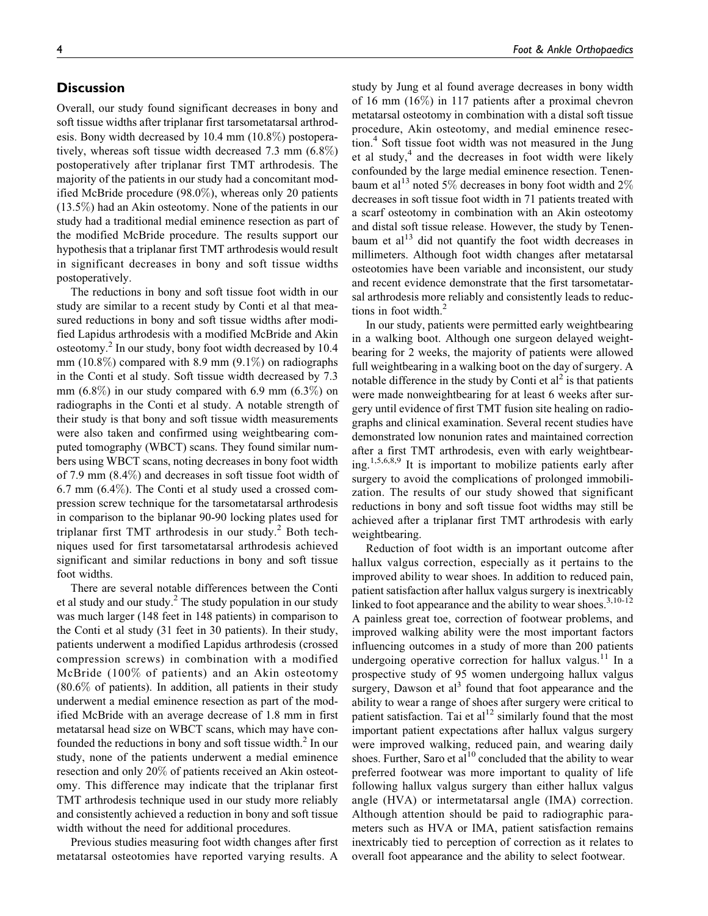## Discussion

Overall, our study found significant decreases in bony and soft tissue widths after triplanar first tarsometatarsal arthrodesis. Bony width decreased by 10.4 mm (10.8%) postoperatively, whereas soft tissue width decreased 7.3 mm (6.8%) postoperatively after triplanar first TMT arthrodesis. The majority of the patients in our study had a concomitant modified McBride procedure (98.0%), whereas only 20 patients (13.5%) had an Akin osteotomy. None of the patients in our study had a traditional medial eminence resection as part of the modified McBride procedure. The results support our hypothesis that a triplanar first TMT arthrodesis would result in significant decreases in bony and soft tissue widths postoperatively.

The reductions in bony and soft tissue foot width in our study are similar to a recent study by Conti et al that measured reductions in bony and soft tissue widths after modified Lapidus arthrodesis with a modified McBride and Akin osteotomy.[2] In our study, bony foot width decreased by 10.4 mm (10.8%) compared with 8.9 mm (9.1%) on radiographs in the Conti et al study. Soft tissue width decreased by 7.3 mm (6.8%) in our study compared with 6.9 mm (6.3%) on radiographs in the Conti et al study. A notable strength of their study is that bony and soft tissue width measurements were also taken and confirmed using weightbearing computed tomography (WBCT) scans. They found similar numbers using WBCT scans, noting decreases in bony foot width of 7.9 mm (8.4%) and decreases in soft tissue foot width of 6.7 mm (6.4%). The Conti et al study used a crossed compression screw technique for the tarsometatarsal arthrodesis in comparison to the biplanar 90-90 locking plates used for triplanar first TMT arthrodesis in our study.[2] Both techniques used for first tarsometatarsal arthrodesis achieved significant and similar reductions in bony and soft tissue foot widths.

There are several notable differences between the Conti et al study and our study.[2] The study population in our study was much larger (148 feet in 148 patients) in comparison to the Conti et al study (31 feet in 30 patients). In their study, patients underwent a modified Lapidus arthrodesis (crossed compression screws) in combination with a modified McBride (100% of patients) and an Akin osteotomy (80.6% of patients). In addition, all patients in their study underwent a medial eminence resection as part of the modified McBride with an average decrease of 1.8 mm in first metatarsal head size on WBCT scans, which may have confounded the reductions in bony and soft tissue width.[2] In our study, none of the patients underwent a medial eminence resection and only 20% of patients received an Akin osteotomy. This difference may indicate that the triplanar first TMT arthrodesis technique used in our study more reliably and consistently achieved a reduction in bony and soft tissue width without the need for additional procedures.

Previous studies measuring foot width changes after first metatarsal osteotomies have reported varying results. A study by Jung et al found average decreases in bony width of 16 mm (16%) in 117 patients after a proximal chevron metatarsal osteotomy in combination with a distal soft tissue procedure, Akin osteotomy, and medial eminence resection.[4] Soft tissue foot width was not measured in the Jung et al study,[4] and the decreases in foot width were likely confounded by the large medial eminence resection. Tenenbaum et al[13] noted 5% decreases in bony foot width and 2% decreases in soft tissue foot width in 71 patients treated with a scarf osteotomy in combination with an Akin osteotomy and distal soft tissue release. However, the study by Tenenbaum et al[13] did not quantify the foot width decreases in millimeters. Although foot width changes after metatarsal osteotomies have been variable and inconsistent, our study and recent evidence demonstrate that the first tarsometatarsal arthrodesis more reliably and consistently leads to reductions in foot width.[2]

In our study, patients were permitted early weightbearing in a walking boot. Although one surgeon delayed weightbearing for 2 weeks, the majority of patients were allowed full weightbearing in a walking boot on the day of surgery. A notable difference in the study by Conti et al[2] is that patients were made nonweightbearing for at least 6 weeks after surgery until evidence of first TMT fusion site healing on radiographs and clinical examination. Several recent studies have demonstrated low nonunion rates and maintained correction after a first TMT arthrodesis, even with early weightbearing.[1,5,6,8,9] It is important to mobilize patients early after surgery to avoid the complications of prolonged immobilization. The results of our study showed that significant reductions in bony and soft tissue foot widths may still be achieved after a triplanar first TMT arthrodesis with early weightbearing.

Reduction of foot width is an important outcome after hallux valgus correction, especially as it pertains to the improved ability to wear shoes. In addition to reduced pain, patient satisfaction after hallux valgus surgery is inextricably linked to foot appearance and the ability to wear shoes.[3,10-12] A painless great toe, correction of footwear problems, and improved walking ability were the most important factors influencing outcomes in a study of more than 200 patients undergoing operative correction for hallux valgus.[11] In a prospective study of 95 women undergoing hallux valgus surgery, Dawson et al[3] found that foot appearance and the ability to wear a range of shoes after surgery were critical to patient satisfaction. Tai et al[12] similarly found that the most important patient expectations after hallux valgus surgery were improved walking, reduced pain, and wearing daily shoes. Further, Saro et al[10] concluded that the ability to wear preferred footwear was more important to quality of life following hallux valgus surgery than either hallux valgus angle (HVA) or intermetatarsal angle (IMA) correction. Although attention should be paid to radiographic parameters such as HVA or IMA, patient satisfaction remains inextricably tied to perception of correction as it relates to overall foot appearance and the ability to select footwear.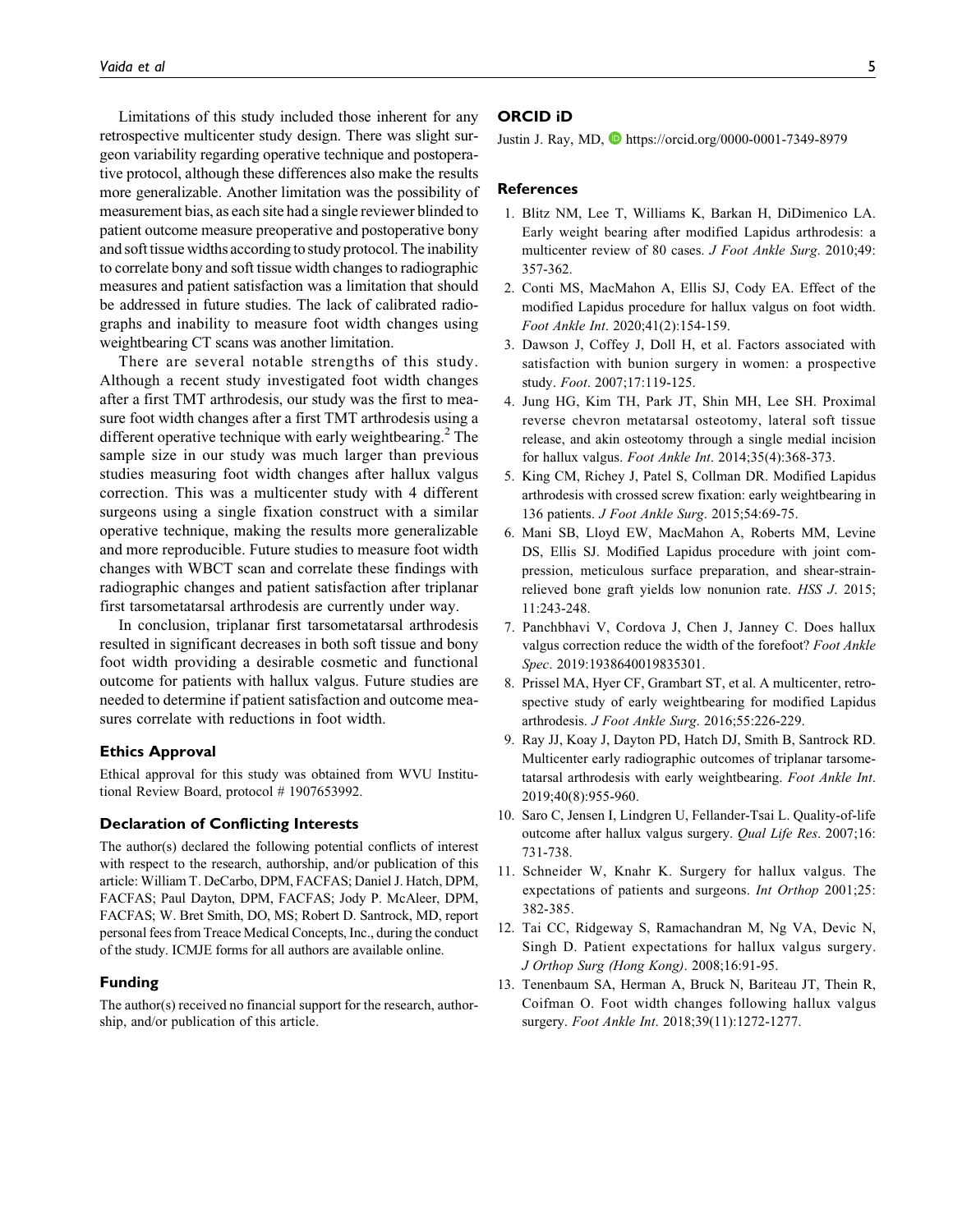Limitations of this study included those inherent for any retrospective multicenter study design. There was slight surgeon variability regarding operative technique and postoperative protocol, although these differences also make the results more generalizable. Another limitation was the possibility of measurement bias, as each site had a single reviewer blinded to patient outcome measure preoperative and postoperative bony and soft tissue widths according to study protocol. The inability to correlate bony and soft tissue width changes to radiographic measures and patient satisfaction was a limitation that should be addressed in future studies. The lack of calibrated radiographs and inability to measure foot width changes using weightbearing CT scans was another limitation.

There are several notable strengths of this study. Although a recent study investigated foot width changes after a first TMT arthrodesis, our study was the first to measure foot width changes after a first TMT arthrodesis using a different operative technique with early weightbearing.[2] The sample size in our study was much larger than previous studies measuring foot width changes after hallux valgus correction. This was a multicenter study with 4 different surgeons using a single fixation construct with a similar operative technique, making the results more generalizable and more reproducible. Future studies to measure foot width changes with WBCT scan and correlate these findings with radiographic changes and patient satisfaction after triplanar first tarsometatarsal arthrodesis are currently under way.

In conclusion, triplanar first tarsometatarsal arthrodesis resulted in significant decreases in both soft tissue and bony foot width providing a desirable cosmetic and functional outcome for patients with hallux valgus. Future studies are needed to determine if patient satisfaction and outcome measures correlate with reductions in foot width.

### Ethics Approval

Ethical approval for this study was obtained from WVU Institutional Review Board, protocol # 1907653992.

### Declaration of Conflicting Interests

The author(s) declared the following potential conflicts of interest with respect to the research, authorship, and/or publication of this article: William T. DeCarbo, DPM, FACFAS; Daniel J. Hatch, DPM, FACFAS; Paul Dayton, DPM, FACFAS; Jody P. McAleer, DPM, FACFAS; W. Bret Smith, DO, MS; Robert D. Santrock, MD, report personal fees from Treace Medical Concepts, Inc., during the conduct of the study. ICMJE forms for all authors are available online.

### Funding

The author(s) received no financial support for the research, authorship, and/or publication of this article.

### ORCID iD

Justin J. Ray, MD, https://orcid.org/0000-0001-7349-8979

### References

1. Blitz NM, Lee T, Williams K, Barkan H, DiDimenico LA. Early weight bearing after modified Lapidus arthrodesis: a multicenter review of 80 cases. *J Foot Ankle Surg*. 2010;49: 357-362.
2. Conti MS, MacMahon A, Ellis SJ, Cody EA. Effect of the modified Lapidus procedure for hallux valgus on foot width. *Foot Ankle Int*. 2020;41(2):154-159.
3. Dawson J, Coffey J, Doll H, et al. Factors associated with satisfaction with bunion surgery in women: a prospective study. *Foot*. 2007;17:119-125.
4. Jung HG, Kim TH, Park JT, Shin MH, Lee SH. Proximal reverse chevron metatarsal osteotomy, lateral soft tissue release, and akin osteotomy through a single medial incision for hallux valgus. *Foot Ankle Int*. 2014;35(4):368-373.
5. King CM, Richey J, Patel S, Collman DR. Modified Lapidus arthrodesis with crossed screw fixation: early weightbearing in 136 patients. *J Foot Ankle Surg*. 2015;54:69-75.
6. Mani SB, Lloyd EW, MacMahon A, Roberts MM, Levine DS, Ellis SJ. Modified Lapidus procedure with joint compression, meticulous surface preparation, and shear-strain-relieved bone graft yields low nonunion rate. *HSS J*. 2015; 11:243-248.
7. Panchbhavi V, Cordova J, Chen J, Janney C. Does hallux valgus correction reduce the width of the forefoot? *Foot Ankle Spec*. 2019:1938640019835301.
8. Prissel MA, Hyer CF, Grambart ST, et al. A multicenter, retrospective study of early weightbearing for modified Lapidus arthrodesis. *J Foot Ankle Surg*. 2016;55:226-229.
9. Ray JJ, Koay J, Dayton PD, Hatch DJ, Smith B, Santrock RD. Multicenter early radiographic outcomes of triplanar tarsometatarsal arthrodesis with early weightbearing. *Foot Ankle Int*. 2019;40(8):955-960.
10. Saro C, Jensen I, Lindgren U, Fellander-Tsai L. Quality-of-life outcome after hallux valgus surgery. *Qual Life Res*. 2007;16: 731-738.
11. Schneider W, Knahr K. Surgery for hallux valgus. The expectations of patients and surgeons. *Int Orthop* 2001;25: 382-385.
12. Tai CC, Ridgeway S, Ramachandran M, Ng VA, Devic N, Singh D. Patient expectations for hallux valgus surgery. *J Orthop Surg (Hong Kong)*. 2008;16:91-95.
13. Tenenbaum SA, Herman A, Bruck N, Bariteau JT, Thein R, Coifman O. Foot width changes following hallux valgus surgery. *Foot Ankle Int*. 2018;39(11):1272-1277.